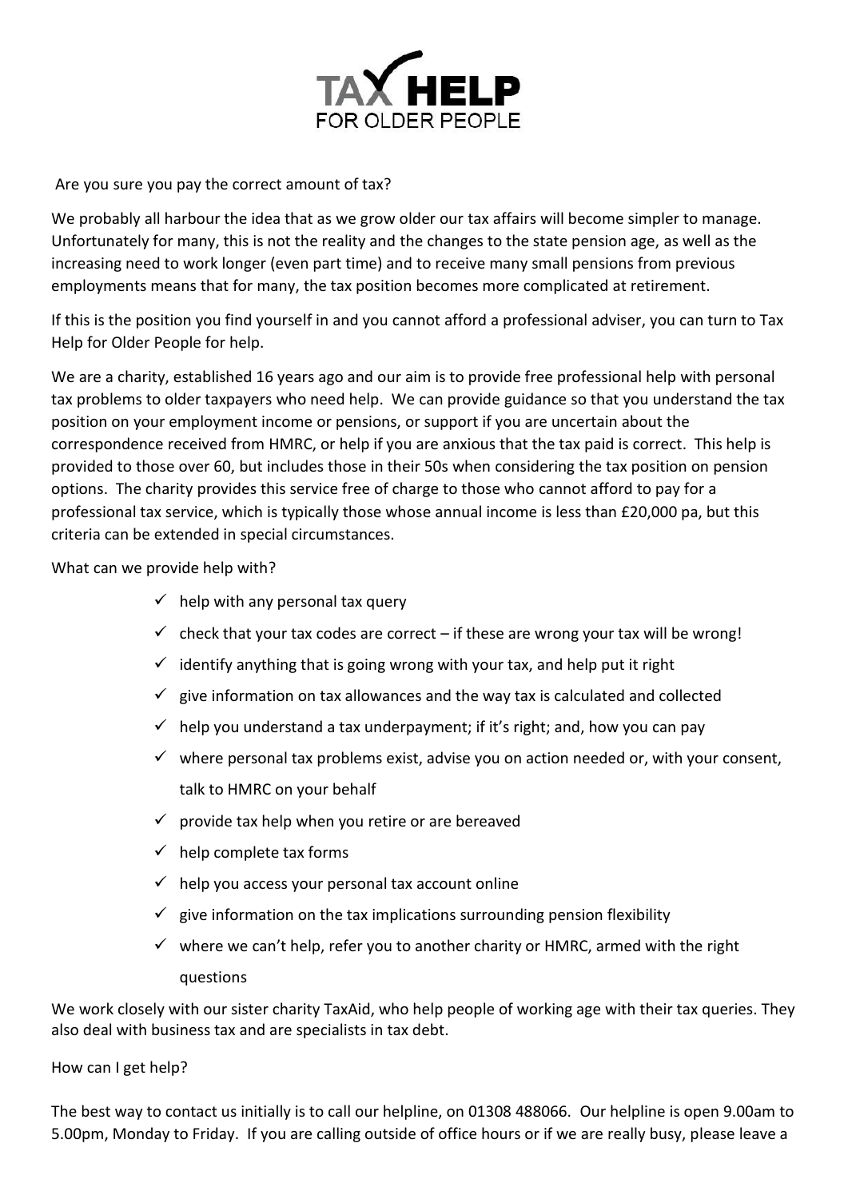# TAX HELP
FOR OLDER PEOPLE

Are you sure you pay the correct amount of tax?

We probably all harbour the idea that as we grow older our tax affairs will become simpler to manage. Unfortunately for many, this is not the reality and the changes to the state pension age, as well as the increasing need to work longer (even part time) and to receive many small pensions from previous employments means that for many, the tax position becomes more complicated at retirement.

If this is the position you find yourself in and you cannot afford a professional adviser, you can turn to Tax Help for Older People for help.

We are a charity, established 16 years ago and our aim is to provide free professional help with personal tax problems to older taxpayers who need help. We can provide guidance so that you understand the tax position on your employment income or pensions, or support if you are uncertain about the correspondence received from HMRC, or help if you are anxious that the tax paid is correct. This help is provided to those over 60, but includes those in their 50s when considering the tax position on pension options. The charity provides this service free of charge to those who cannot afford to pay for a professional tax service, which is typically those whose annual income is less than £20,000 pa, but this criteria can be extended in special circumstances.

What can we provide help with?

- ✓ help with any personal tax query
- ✓ check that your tax codes are correct – if these are wrong your tax will be wrong!
- ✓ identify anything that is going wrong with your tax, and help put it right
- ✓ give information on tax allowances and the way tax is calculated and collected
- ✓ help you understand a tax underpayment; if it's right; and, how you can pay
- ✓ where personal tax problems exist, advise you on action needed or, with your consent, talk to HMRC on your behalf
- ✓ provide tax help when you retire or are bereaved
- ✓ help complete tax forms
- ✓ help you access your personal tax account online
- ✓ give information on the tax implications surrounding pension flexibility
- ✓ where we can't help, refer you to another charity or HMRC, armed with the right questions

We work closely with our sister charity TaxAid, who help people of working age with their tax queries. They also deal with business tax and are specialists in tax debt.

How can I get help?

The best way to contact us initially is to call our helpline, on 01308 488066. Our helpline is open 9.00am to 5.00pm, Monday to Friday. If you are calling outside of office hours or if we are really busy, please leave a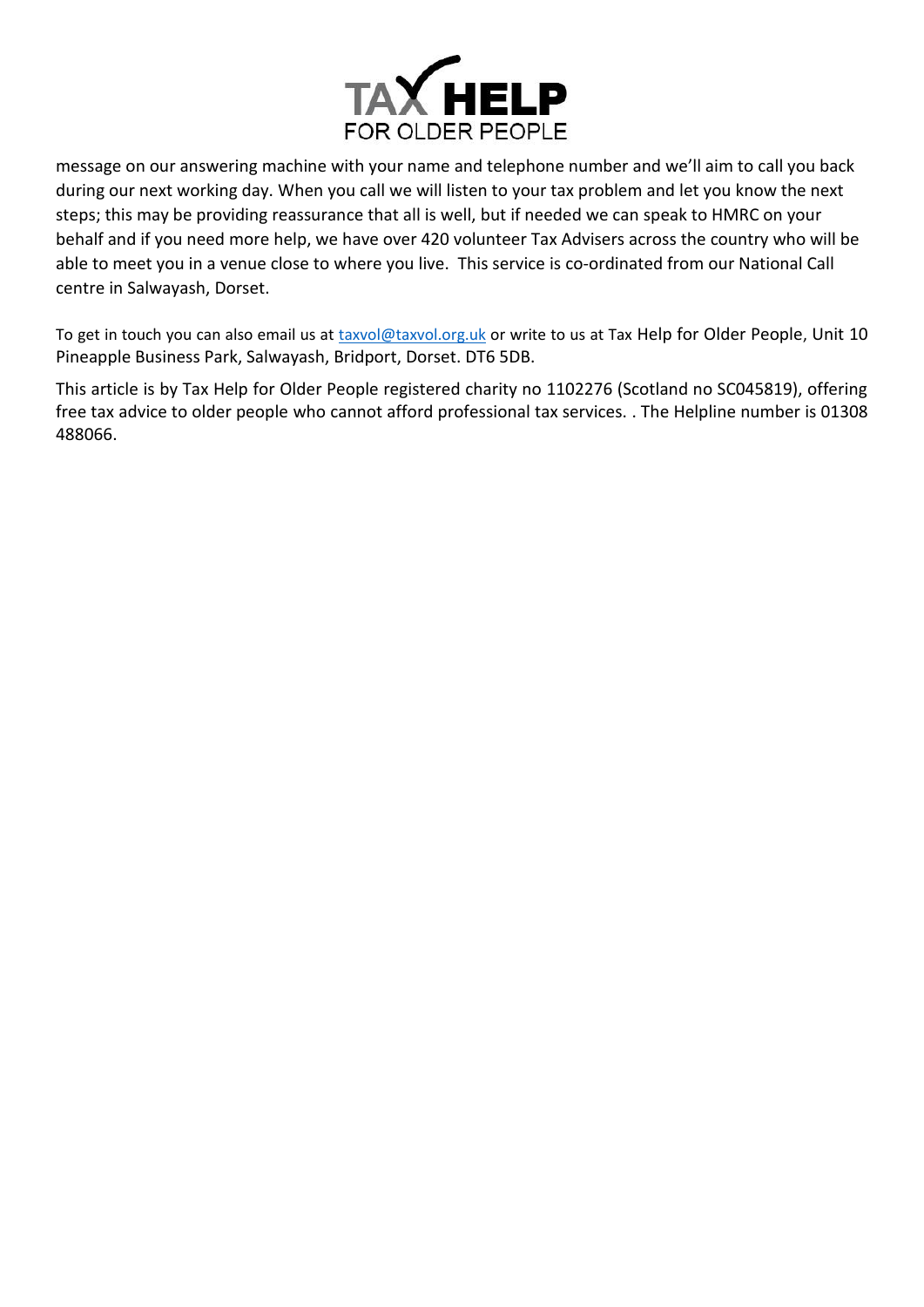message on our answering machine with your name and telephone number and we'll aim to call you back during our next working day. When you call we will listen to your tax problem and let you know the next steps; this may be providing reassurance that all is well, but if needed we can speak to HMRC on your behalf and if you need more help, we have over 420 volunteer Tax Advisers across the country who will be able to meet you in a venue close to where you live. This service is co-ordinated from our National Call centre in Salwayash, Dorset.

To get in touch you can also email us at taxvol@taxvol.org.uk or write to us at Tax Help for Older People, Unit 10 Pineapple Business Park, Salwayash, Bridport, Dorset. DT6 5DB.

This article is by Tax Help for Older People registered charity no 1102276 (Scotland no SC045819), offering free tax advice to older people who cannot afford professional tax services. . The Helpline number is 01308 488066.